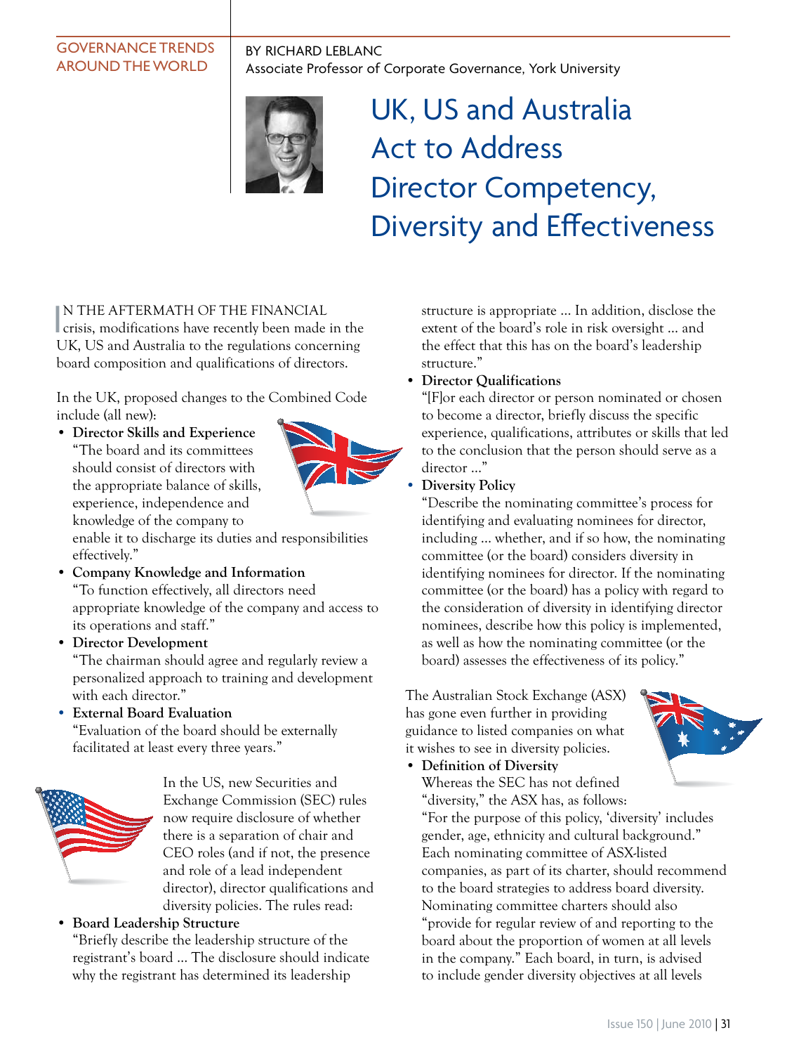GOVERNANCE TRENDS AROUND THE WORLD

BY RICHARD LEBLANC
Associate Professor of Corporate Governance, York University

# UK, US and Australia Act to Address Director Competency, Diversity and Effectiveness

IN THE AFTERMATH OF THE FINANCIAL crisis, modifications have recently been made in the UK, US and Australia to the regulations concerning board composition and qualifications of directors.

In the UK, proposed changes to the Combined Code include (all new):

- **Director Skills and Experience**
  "The board and its committees should consist of directors with the appropriate balance of skills, experience, independence and knowledge of the company to enable it to discharge its duties and responsibilities effectively."
- **Company Knowledge and Information**
  "To function effectively, all directors need appropriate knowledge of the company and access to its operations and staff."
- **Director Development**
  "The chairman should agree and regularly review a personalized approach to training and development with each director."
- **External Board Evaluation**
  "Evaluation of the board should be externally facilitated at least every three years."

In the US, new Securities and Exchange Commission (SEC) rules now require disclosure of whether there is a separation of chair and CEO roles (and if not, the presence and role of a lead independent director), director qualifications and diversity policies. The rules read:

- **Board Leadership Structure**
  "Briefly describe the leadership structure of the registrant's board ... The disclosure should indicate why the registrant has determined its leadership structure is appropriate ... In addition, disclose the extent of the board's role in risk oversight ... and the effect that this has on the board's leadership structure."
- **Director Qualifications**
  "[F]or each director or person nominated or chosen to become a director, briefly discuss the specific experience, qualifications, attributes or skills that led to the conclusion that the person should serve as a director ..."
- **Diversity Policy**
  "Describe the nominating committee's process for identifying and evaluating nominees for director, including ... whether, and if so how, the nominating committee (or the board) considers diversity in identifying nominees for director. If the nominating committee (or the board) has a policy with regard to the consideration of diversity in identifying director nominees, describe how this policy is implemented, as well as how the nominating committee (or the board) assesses the effectiveness of its policy."

The Australian Stock Exchange (ASX) has gone even further in providing guidance to listed companies on what it wishes to see in diversity policies.

- **Definition of Diversity**
  Whereas the SEC has not defined "diversity," the ASX has, as follows:
  "For the purpose of this policy, 'diversity' includes gender, age, ethnicity and cultural background."
  Each nominating committee of ASX-listed companies, as part of its charter, should recommend to the board strategies to address board diversity. Nominating committee charters should also "provide for regular review of and reporting to the board about the proportion of women at all levels in the company." Each board, in turn, is advised to include gender diversity objectives at all levels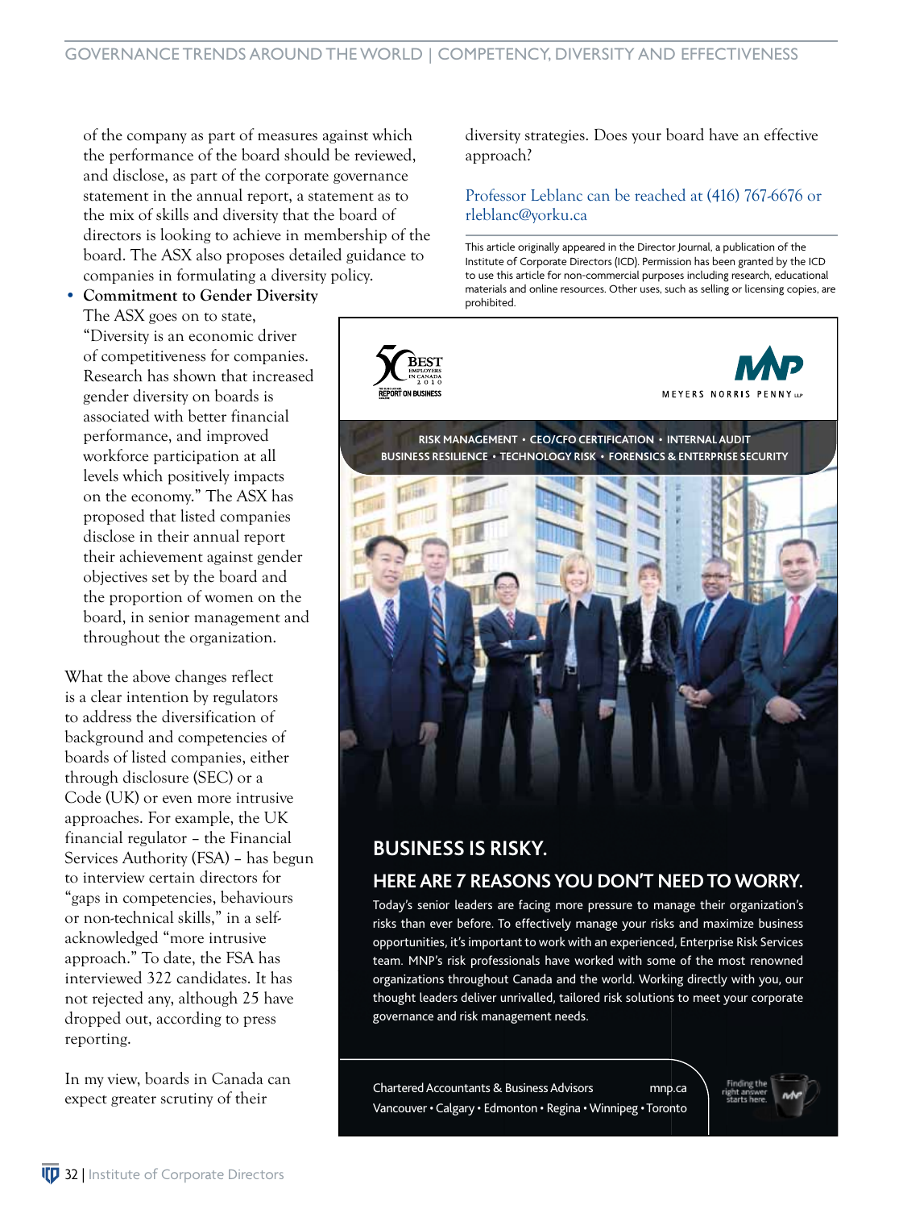of the company as part of measures against which the performance of the board should be reviewed, and disclose, as part of the corporate governance statement in the annual report, a statement as to the mix of skills and diversity that the board of directors is looking to achieve in membership of the board. The ASX also proposes detailed guidance to companies in formulating a diversity policy.

- **Commitment to Gender Diversity**
  The ASX goes on to state, "Diversity is an economic driver of competitiveness for companies. Research has shown that increased gender diversity on boards is associated with better financial performance, and improved workforce participation at all levels which positively impacts on the economy." The ASX has proposed that listed companies disclose in their annual report their achievement against gender objectives set by the board and the proportion of women on the board, in senior management and throughout the organization.

What the above changes reflect is a clear intention by regulators to address the diversification of background and competencies of boards of listed companies, either through disclosure (SEC) or a Code (UK) or even more intrusive approaches. For example, the UK financial regulator – the Financial Services Authority (FSA) – has begun to interview certain directors for "gaps in competencies, behaviours or non-technical skills," in a self-acknowledged "more intrusive approach." To date, the FSA has interviewed 322 candidates. It has not rejected any, although 25 have dropped out, according to press reporting.

In my view, boards in Canada can expect greater scrutiny of their diversity strategies. Does your board have an effective approach?

Professor Leblanc can be reached at (416) 767-6676 or rleblanc@yorku.ca

This article originally appeared in the Director Journal, a publication of the Institute of Corporate Directors (ICD). Permission has been granted by the ICD to use this article for non-commercial purposes including research, educational materials and online resources. Other uses, such as selling or licensing copies, are prohibited.

50 BEST EMPLOYERS IN CANADA 2010 REPORT ON BUSINESS

MNP MEYERS NORRIS PENNY LLP

RISK MANAGEMENT • CEO/CFO CERTIFICATION • INTERNAL AUDIT
BUSINESS RESILIENCE • TECHNOLOGY RISK • FORENSICS & ENTERPRISE SECURITY

**BUSINESS IS RISKY.**

**HERE ARE 7 REASONS YOU DON'T NEED TO WORRY.**

Today's senior leaders are facing more pressure to manage their organization's risks than ever before. To effectively manage your risks and maximize business opportunities, it's important to work with an experienced, Enterprise Risk Services team. MNP's risk professionals have worked with some of the most renowned organizations throughout Canada and the world. Working directly with you, our thought leaders deliver unrivalled, tailored risk solutions to meet your corporate governance and risk management needs.

Chartered Accountants & Business Advisors mnp.ca
Vancouver • Calgary • Edmonton • Regina • Winnipeg • Toronto

Finding the right answer starts here.